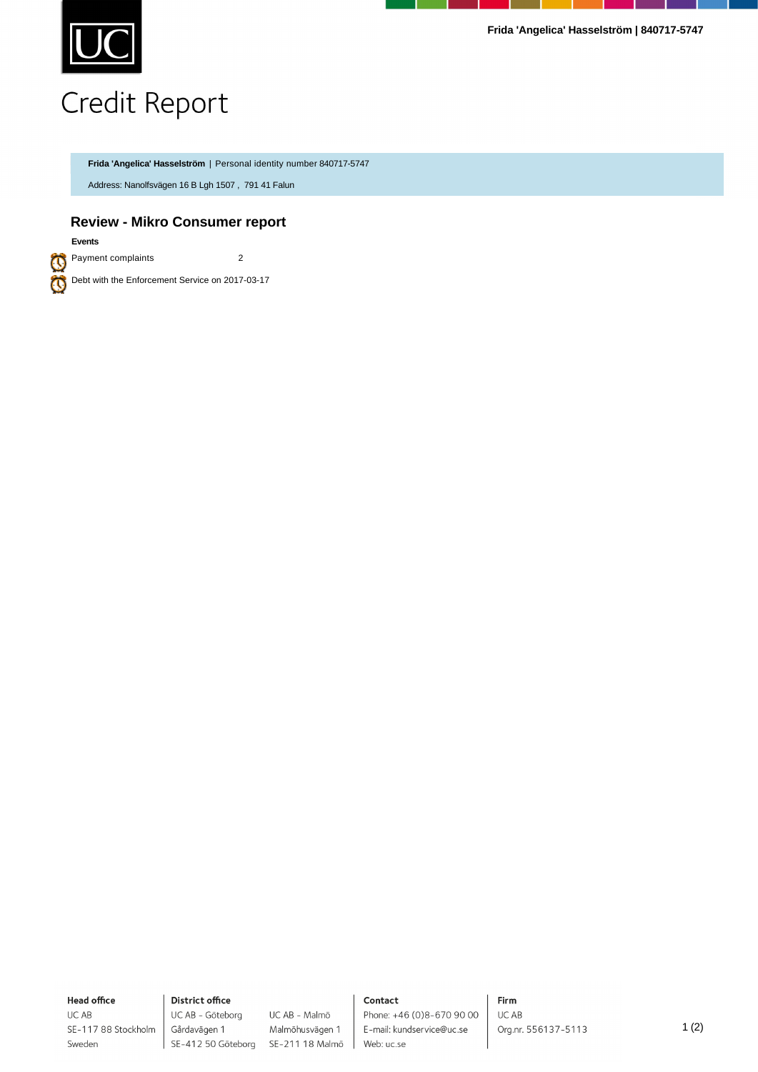UC

# Credit Report

**Frida 'Angelica' Hasselström** | Personal identity number 840717-5747

Address: Nanolfsvägen 16 B Lgh 1507 , 791 41 Falun

## Review - Mikro Consumer report

**Events**

| | |
|---|---|
| Payment complaints | 2 |
| Debt with the Enforcement Service on 2017-03-17 | |

**Head office**
UC AB
SE-117 88 Stockholm
Sweden

**District office**
UC AB - Göteborg
Gårdavägen 1
SE-412 50 Göteborg

UC AB - Malmö
Malmöhusvägen 1
SE-211 18 Malmö

**Contact**
Phone: +46 (0)8-670 90 00
E-mail: kundservice@uc.se
Web: uc.se

**Firm**
UC AB
Org.nr. 556137-5113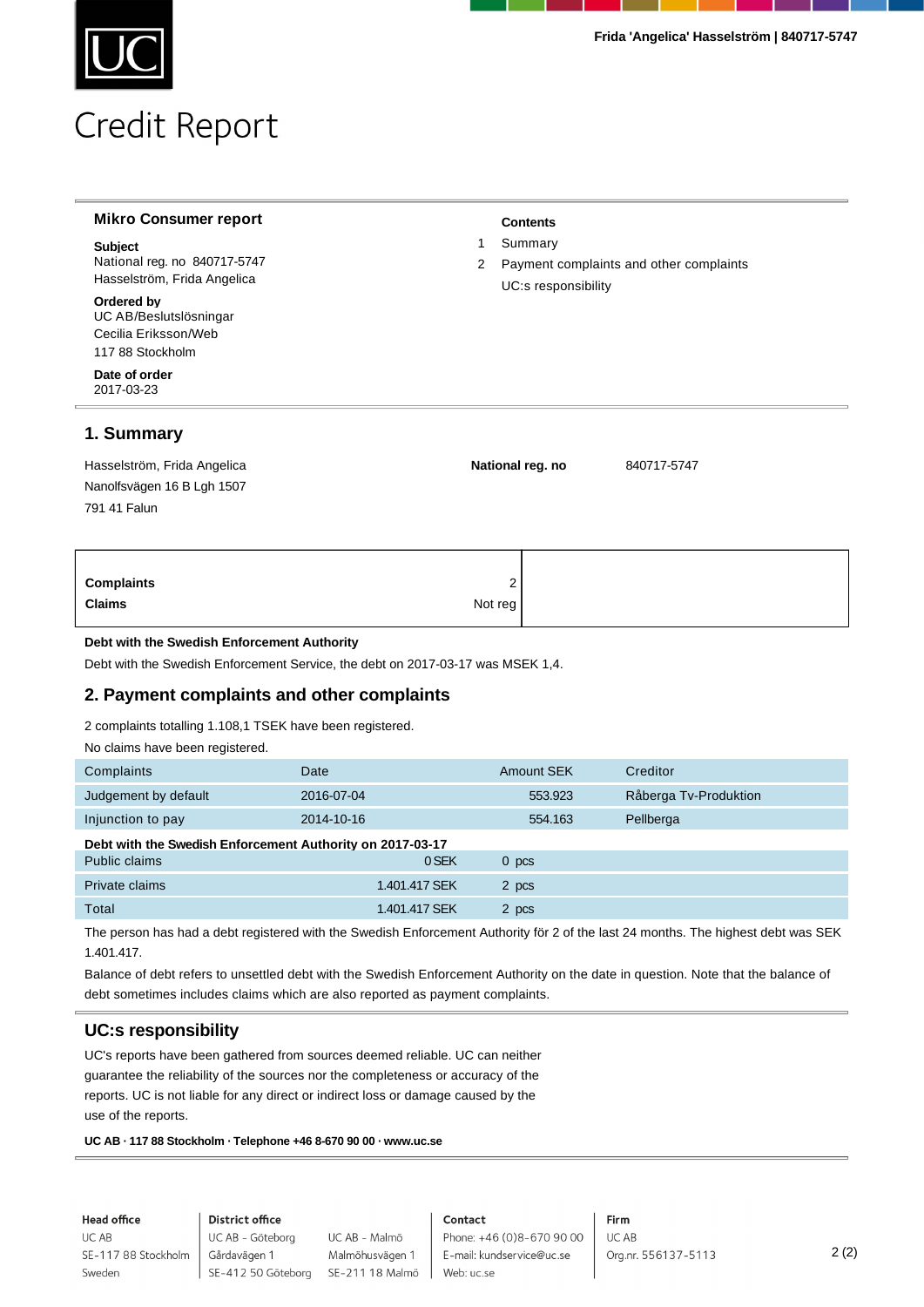UC

# Credit Report

## Mikro Consumer report

**Subject**
National reg. no 840717-5747
Hasselström, Frida Angelica

**Ordered by**
UC AB/Beslutslösningar
Cecilia Eriksson/Web
117 88 Stockholm

**Date of order**
2017-03-23

**Contents**

1 Summary
2 Payment complaints and other complaints
UC:s responsibility

## 1. Summary

Hasselström, Frida Angelica
Nanolfsvägen 16 B Lgh 1507
791 41 Falun

**National reg. no** 840717-5747

| | |
|---|---|
| **Complaints** | 2 |
| **Claims** | Not reg |

**Debt with the Swedish Enforcement Authority**

Debt with the Swedish Enforcement Service, the debt on 2017-03-17 was MSEK 1,4.

## 2. Payment complaints and other complaints

2 complaints totalling 1.108,1 TSEK have been registered.

No claims have been registered.

| Complaints | Date | Amount SEK | Creditor |
|---|---|---|---|
| Judgement by default | 2016-07-04 | 553.923 | Råberga Tv-Produktion |
| Injunction to pay | 2014-10-16 | 554.163 | Pellberga |

**Debt with the Swedish Enforcement Authority on 2017-03-17**

| | | |
|---|---|---|
| Public claims | 0 SEK | 0 pcs |
| Private claims | 1.401.417 SEK | 2 pcs |
| Total | 1.401.417 SEK | 2 pcs |

The person has had a debt registered with the Swedish Enforcement Authority för 2 of the last 24 months. The highest debt was SEK 1.401.417.

Balance of debt refers to unsettled debt with the Swedish Enforcement Authority on the date in question. Note that the balance of debt sometimes includes claims which are also reported as payment complaints.

## UC:s responsibility

UC's reports have been gathered from sources deemed reliable. UC can neither guarantee the reliability of the sources nor the completeness or accuracy of the reports. UC is not liable for any direct or indirect loss or damage caused by the use of the reports.

**UC AB · 117 88 Stockholm · Telephone +46 8-670 90 00 · www.uc.se**

**Head office**
UC AB
SE-117 88 Stockholm
Sweden

**District office**
UC AB - Göteborg
Gårdavägen 1
SE-412 50 Göteborg

UC AB - Malmö
Malmöhusvägen 1
SE-211 18 Malmö

**Contact**
Phone: +46 (0)8-670 90 00
E-mail: kundservice@uc.se
Web: uc.se

**Firm**
UC AB
Org.nr. 556137-5113